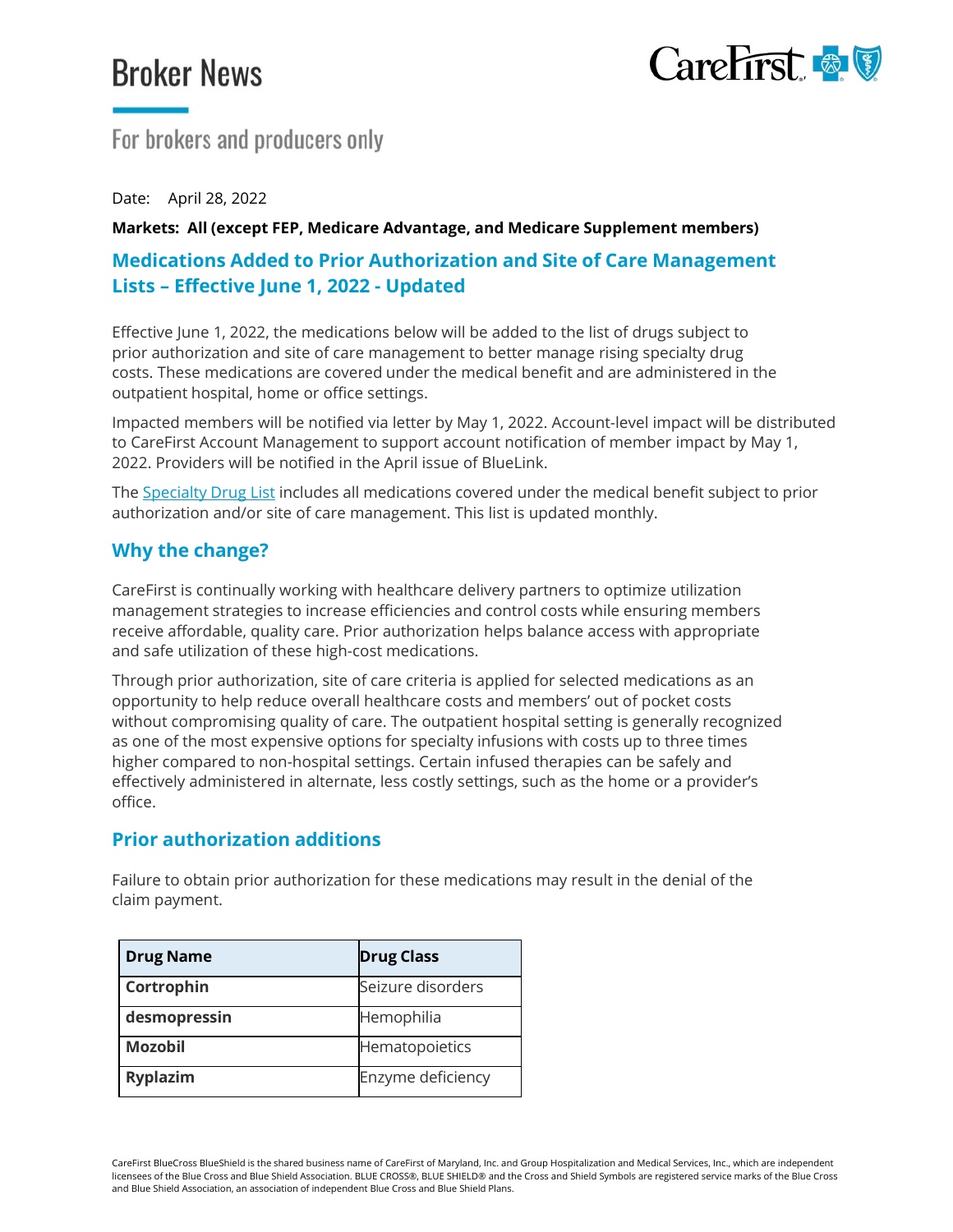# Broker News

For brokers and producers only

Date: April 28, 2022

**Markets: All (except FEP, Medicare Advantage, and Medicare Supplement members)**

## Medications Added to Prior Authorization and Site of Care Management Lists – Effective June 1, 2022 - Updated

Effective June 1, 2022, the medications below will be added to the list of drugs subject to prior authorization and site of care management to better manage rising specialty drug costs. These medications are covered under the medical benefit and are administered in the outpatient hospital, home or office settings.

Impacted members will be notified via letter by May 1, 2022. Account-level impact will be distributed to CareFirst Account Management to support account notification of member impact by May 1, 2022. Providers will be notified in the April issue of BlueLink.

The Specialty Drug List includes all medications covered under the medical benefit subject to prior authorization and/or site of care management. This list is updated monthly.

## Why the change?

CareFirst is continually working with healthcare delivery partners to optimize utilization management strategies to increase efficiencies and control costs while ensuring members receive affordable, quality care. Prior authorization helps balance access with appropriate and safe utilization of these high-cost medications.

Through prior authorization, site of care criteria is applied for selected medications as an opportunity to help reduce overall healthcare costs and members' out of pocket costs without compromising quality of care. The outpatient hospital setting is generally recognized as one of the most expensive options for specialty infusions with costs up to three times higher compared to non-hospital settings. Certain infused therapies can be safely and effectively administered in alternate, less costly settings, such as the home or a provider's office.

## Prior authorization additions

Failure to obtain prior authorization for these medications may result in the denial of the claim payment.

| Drug Name | Drug Class |
|---|---|
| **Cortrophin** | Seizure disorders |
| **desmopressin** | Hemophilia |
| **Mozobil** | Hematopoietics |
| **Ryplazim** | Enzyme deficiency |

CareFirst BlueCross BlueShield is the shared business name of CareFirst of Maryland, Inc. and Group Hospitalization and Medical Services, Inc., which are independent licensees of the Blue Cross and Blue Shield Association. BLUE CROSS®, BLUE SHIELD® and the Cross and Shield Symbols are registered service marks of the Blue Cross and Blue Shield Association, an association of independent Blue Cross and Blue Shield Plans.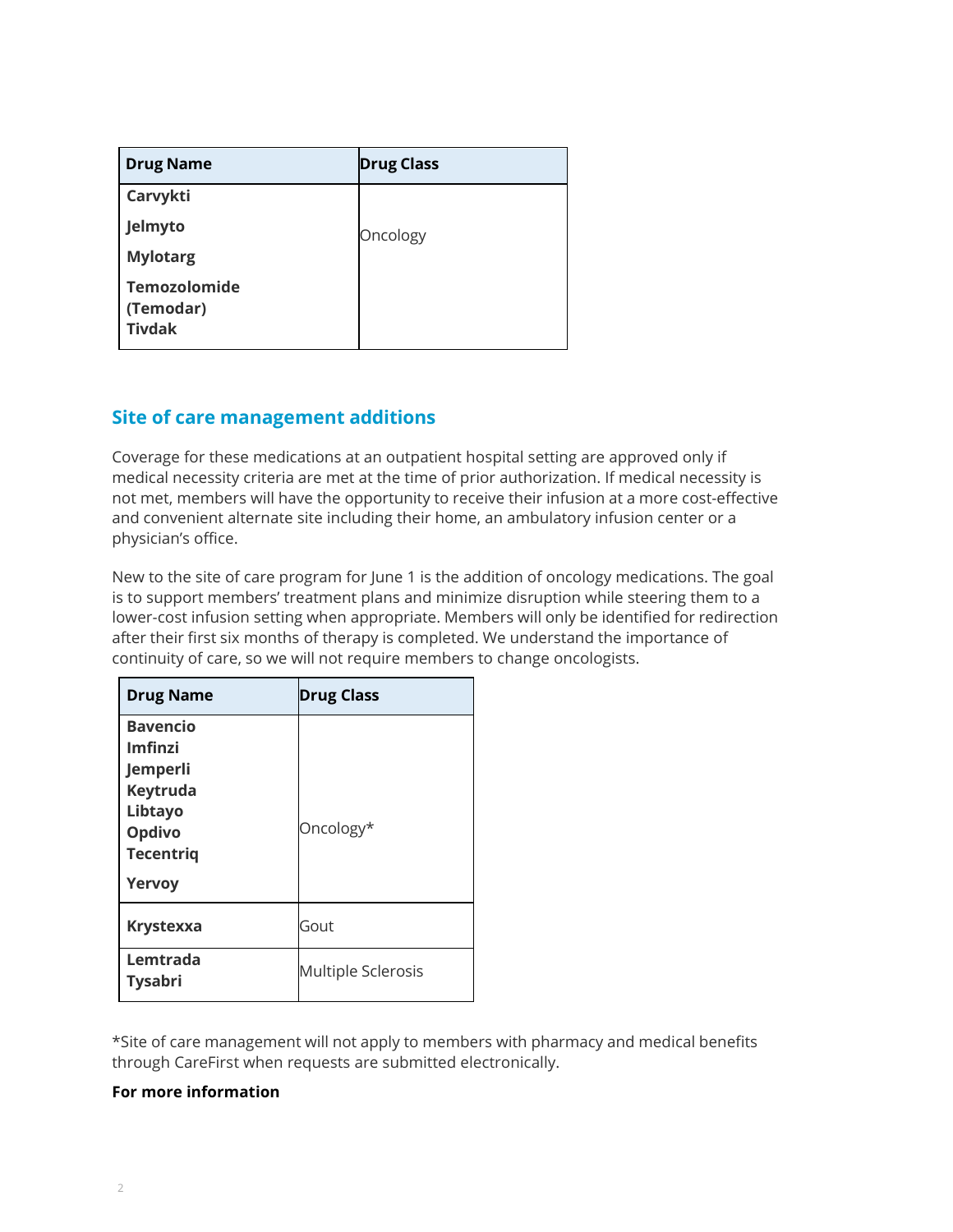| Drug Name | Drug Class |
|---|---|
| **Carvykti**<br>**Jelmyto**<br>**Mylotarg**<br>**Temozolomide (Temodar)**<br>**Tivdak** | Oncology |

## Site of care management additions

Coverage for these medications at an outpatient hospital setting are approved only if medical necessity criteria are met at the time of prior authorization. If medical necessity is not met, members will have the opportunity to receive their infusion at a more cost-effective and convenient alternate site including their home, an ambulatory infusion center or a physician's office.

New to the site of care program for June 1 is the addition of oncology medications. The goal is to support members' treatment plans and minimize disruption while steering them to a lower-cost infusion setting when appropriate. Members will only be identified for redirection after their first six months of therapy is completed. We understand the importance of continuity of care, so we will not require members to change oncologists.

| Drug Name | Drug Class |
|---|---|
| **Bavencio**<br>**Imfinzi**<br>**Jemperli**<br>**Keytruda**<br>**Libtayo**<br>**Opdivo**<br>**Tecentriq**<br>**Yervoy** | Oncology* |
| **Krystexxa** | Gout |
| **Lemtrada**<br>**Tysabri** | Multiple Sclerosis |

*Site of care management will not apply to members with pharmacy and medical benefits through CareFirst when requests are submitted electronically.

**For more information**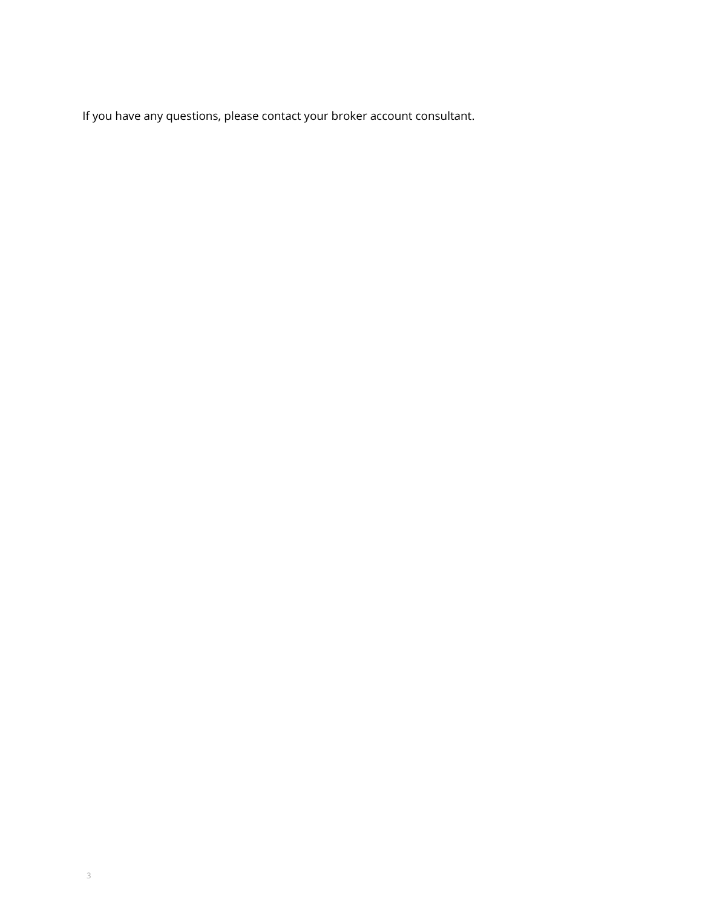If you have any questions, please contact your broker account consultant.